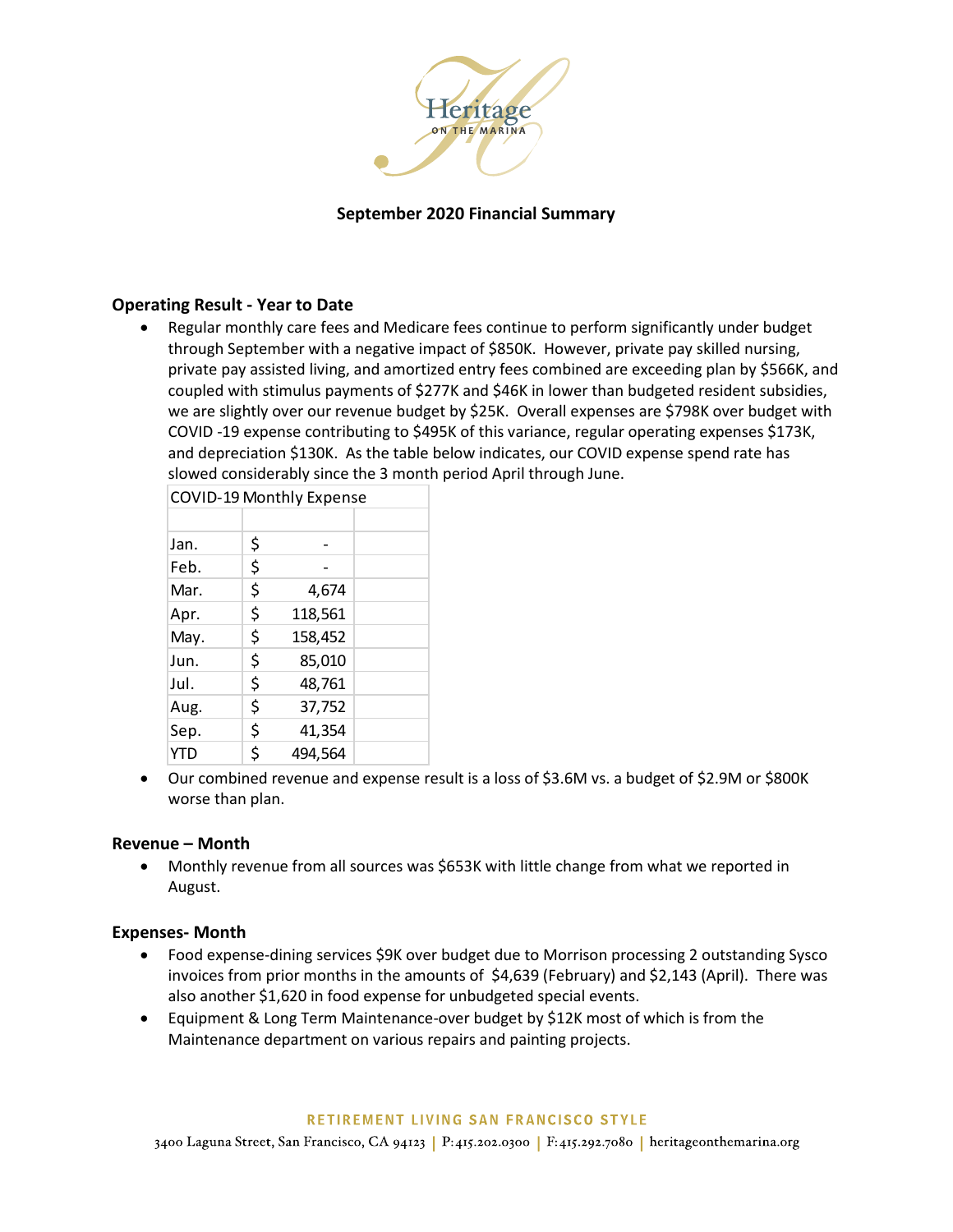# Heritage ON THE MARINA

## September 2020 Financial Summary

### Operating Result - Year to Date

- Regular monthly care fees and Medicare fees continue to perform significantly under budget through September with a negative impact of $850K. However, private pay skilled nursing, private pay assisted living, and amortized entry fees combined are exceeding plan by $566K, and coupled with stimulus payments of $277K and $46K in lower than budgeted resident subsidies, we are slightly over our revenue budget by $25K. Overall expenses are $798K over budget with COVID -19 expense contributing to $495K of this variance, regular operating expenses $173K, and depreciation $130K. As the table below indicates, our COVID expense spend rate has slowed considerably since the 3 month period April through June.

| COVID-19 Monthly Expense | | |
|---|---|---|
| | | |
| Jan. | $ | - |
| Feb. | $ | - |
| Mar. | $ | 4,674 |
| Apr. | $ | 118,561 |
| May. | $ | 158,452 |
| Jun. | $ | 85,010 |
| Jul. | $ | 48,761 |
| Aug. | $ | 37,752 |
| Sep. | $ | 41,354 |
| YTD | $ | 494,564 |

- Our combined revenue and expense result is a loss of $3.6M vs. a budget of $2.9M or $800K worse than plan.

### Revenue – Month

- Monthly revenue from all sources was $653K with little change from what we reported in August.

### Expenses- Month

- Food expense-dining services $9K over budget due to Morrison processing 2 outstanding Sysco invoices from prior months in the amounts of $4,639 (February) and $2,143 (April). There was also another $1,620 in food expense for unbudgeted special events.
- Equipment & Long Term Maintenance-over budget by $12K most of which is from the Maintenance department on various repairs and painting projects.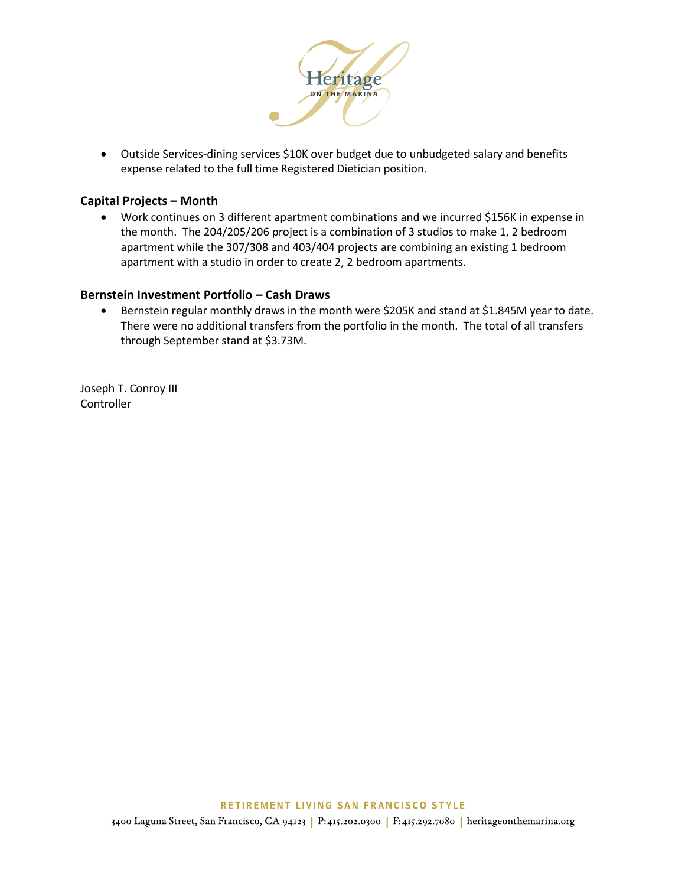- Outside Services-dining services $10K over budget due to unbudgeted salary and benefits expense related to the full time Registered Dietician position.

**Capital Projects – Month**

- Work continues on 3 different apartment combinations and we incurred $156K in expense in the month. The 204/205/206 project is a combination of 3 studios to make 1, 2 bedroom apartment while the 307/308 and 403/404 projects are combining an existing 1 bedroom apartment with a studio in order to create 2, 2 bedroom apartments.

**Bernstein Investment Portfolio – Cash Draws**

- Bernstein regular monthly draws in the month were $205K and stand at $1.845M year to date. There were no additional transfers from the portfolio in the month. The total of all transfers through September stand at $3.73M.

Joseph T. Conroy III
Controller